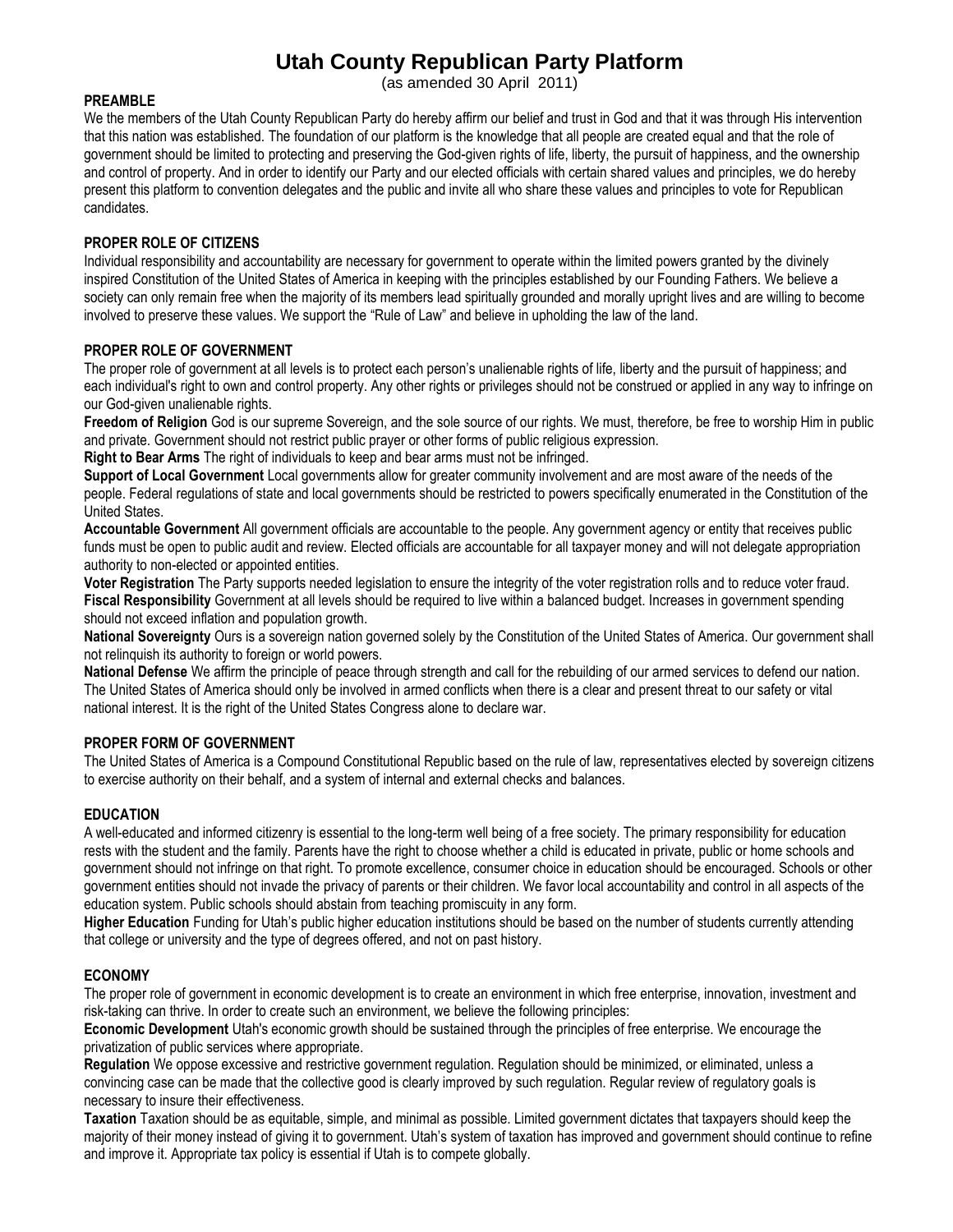# Utah County Republican Party Platform

(as amended 30 April 2011)

## PREAMBLE

We the members of the Utah County Republican Party do hereby affirm our belief and trust in God and that it was through His intervention that this nation was established. The foundation of our platform is the knowledge that all people are created equal and that the role of government should be limited to protecting and preserving the God-given rights of life, liberty, the pursuit of happiness, and the ownership and control of property. And in order to identify our Party and our elected officials with certain shared values and principles, we do hereby present this platform to convention delegates and the public and invite all who share these values and principles to vote for Republican candidates.

## PROPER ROLE OF CITIZENS

Individual responsibility and accountability are necessary for government to operate within the limited powers granted by the divinely inspired Constitution of the United States of America in keeping with the principles established by our Founding Fathers. We believe a society can only remain free when the majority of its members lead spiritually grounded and morally upright lives and are willing to become involved to preserve these values. We support the "Rule of Law" and believe in upholding the law of the land.

## PROPER ROLE OF GOVERNMENT

The proper role of government at all levels is to protect each person's unalienable rights of life, liberty and the pursuit of happiness; and each individual's right to own and control property. Any other rights or privileges should not be construed or applied in any way to infringe on our God-given unalienable rights.

**Freedom of Religion** God is our supreme Sovereign, and the sole source of our rights. We must, therefore, be free to worship Him in public and private. Government should not restrict public prayer or other forms of public religious expression.

**Right to Bear Arms** The right of individuals to keep and bear arms must not be infringed.

**Support of Local Government** Local governments allow for greater community involvement and are most aware of the needs of the people. Federal regulations of state and local governments should be restricted to powers specifically enumerated in the Constitution of the United States.

**Accountable Government** All government officials are accountable to the people. Any government agency or entity that receives public funds must be open to public audit and review. Elected officials are accountable for all taxpayer money and will not delegate appropriation authority to non-elected or appointed entities.

**Voter Registration** The Party supports needed legislation to ensure the integrity of the voter registration rolls and to reduce voter fraud.

**Fiscal Responsibility** Government at all levels should be required to live within a balanced budget. Increases in government spending should not exceed inflation and population growth.

**National Sovereignty** Ours is a sovereign nation governed solely by the Constitution of the United States of America. Our government shall not relinquish its authority to foreign or world powers.

**National Defense** We affirm the principle of peace through strength and call for the rebuilding of our armed services to defend our nation. The United States of America should only be involved in armed conflicts when there is a clear and present threat to our safety or vital national interest. It is the right of the United States Congress alone to declare war.

## PROPER FORM OF GOVERNMENT

The United States of America is a Compound Constitutional Republic based on the rule of law, representatives elected by sovereign citizens to exercise authority on their behalf, and a system of internal and external checks and balances.

## EDUCATION

A well-educated and informed citizenry is essential to the long-term well being of a free society. The primary responsibility for education rests with the student and the family. Parents have the right to choose whether a child is educated in private, public or home schools and government should not infringe on that right. To promote excellence, consumer choice in education should be encouraged. Schools or other government entities should not invade the privacy of parents or their children. We favor local accountability and control in all aspects of the education system. Public schools should abstain from teaching promiscuity in any form.

**Higher Education** Funding for Utah's public higher education institutions should be based on the number of students currently attending that college or university and the type of degrees offered, and not on past history.

## ECONOMY

The proper role of government in economic development is to create an environment in which free enterprise, innovation, investment and risk-taking can thrive. In order to create such an environment, we believe the following principles:

**Economic Development** Utah's economic growth should be sustained through the principles of free enterprise. We encourage the privatization of public services where appropriate.

**Regulation** We oppose excessive and restrictive government regulation. Regulation should be minimized, or eliminated, unless a convincing case can be made that the collective good is clearly improved by such regulation. Regular review of regulatory goals is necessary to insure their effectiveness.

**Taxation** Taxation should be as equitable, simple, and minimal as possible. Limited government dictates that taxpayers should keep the majority of their money instead of giving it to government. Utah's system of taxation has improved and government should continue to refine and improve it. Appropriate tax policy is essential if Utah is to compete globally.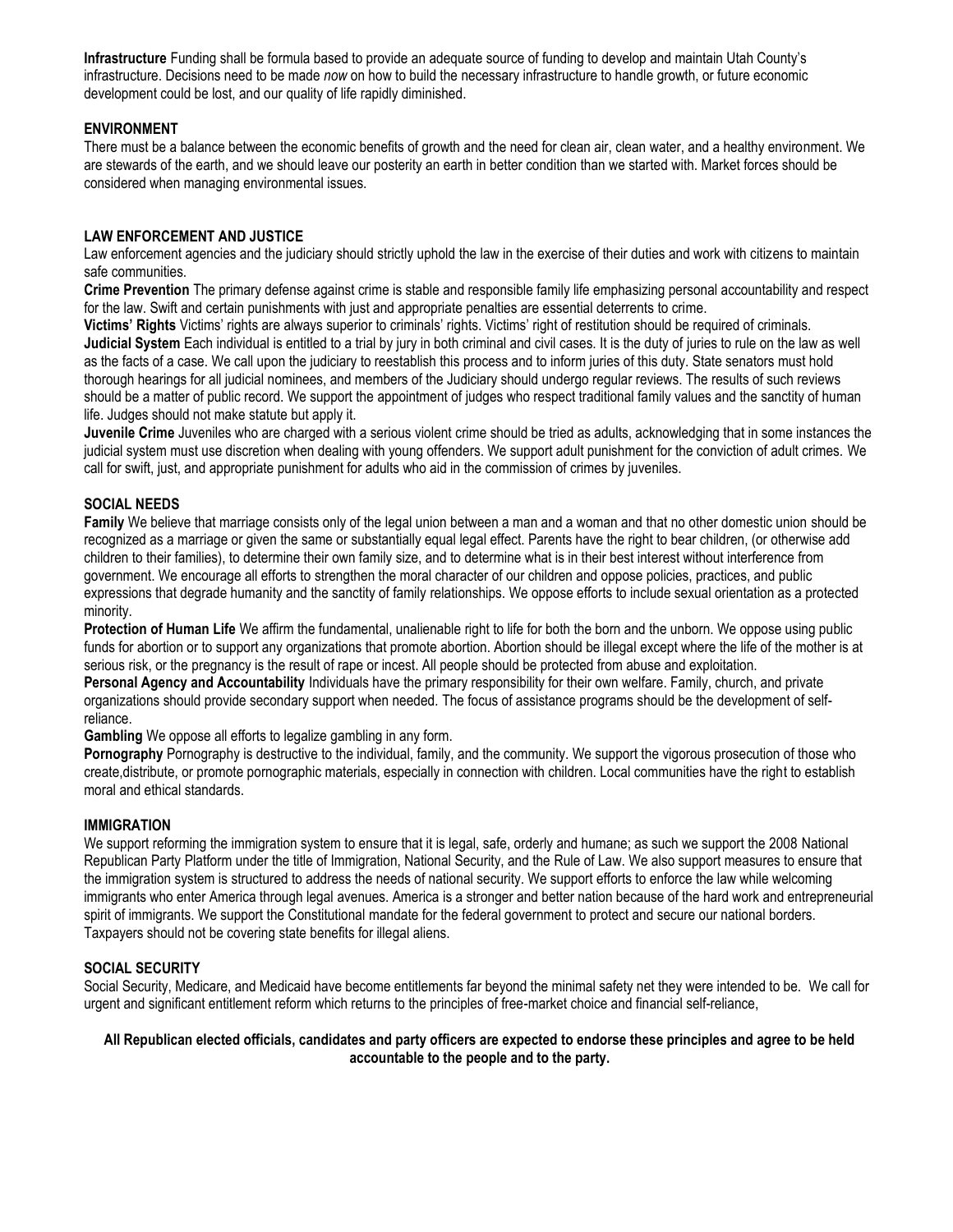**Infrastructure** Funding shall be formula based to provide an adequate source of funding to develop and maintain Utah County's infrastructure. Decisions need to be made *now* on how to build the necessary infrastructure to handle growth, or future economic development could be lost, and our quality of life rapidly diminished.

## ENVIRONMENT

There must be a balance between the economic benefits of growth and the need for clean air, clean water, and a healthy environment. We are stewards of the earth, and we should leave our posterity an earth in better condition than we started with. Market forces should be considered when managing environmental issues.

## LAW ENFORCEMENT AND JUSTICE

Law enforcement agencies and the judiciary should strictly uphold the law in the exercise of their duties and work with citizens to maintain safe communities.

**Crime Prevention** The primary defense against crime is stable and responsible family life emphasizing personal accountability and respect for the law. Swift and certain punishments with just and appropriate penalties are essential deterrents to crime.

**Victims' Rights** Victims' rights are always superior to criminals' rights. Victims' right of restitution should be required of criminals.

**Judicial System** Each individual is entitled to a trial by jury in both criminal and civil cases. It is the duty of juries to rule on the law as well as the facts of a case. We call upon the judiciary to reestablish this process and to inform juries of this duty. State senators must hold thorough hearings for all judicial nominees, and members of the Judiciary should undergo regular reviews. The results of such reviews should be a matter of public record. We support the appointment of judges who respect traditional family values and the sanctity of human life. Judges should not make statute but apply it.

**Juvenile Crime** Juveniles who are charged with a serious violent crime should be tried as adults, acknowledging that in some instances the judicial system must use discretion when dealing with young offenders. We support adult punishment for the conviction of adult crimes. We call for swift, just, and appropriate punishment for adults who aid in the commission of crimes by juveniles.

## SOCIAL NEEDS

**Family** We believe that marriage consists only of the legal union between a man and a woman and that no other domestic union should be recognized as a marriage or given the same or substantially equal legal effect. Parents have the right to bear children, (or otherwise add children to their families), to determine their own family size, and to determine what is in their best interest without interference from government. We encourage all efforts to strengthen the moral character of our children and oppose policies, practices, and public expressions that degrade humanity and the sanctity of family relationships. We oppose efforts to include sexual orientation as a protected minority.

**Protection of Human Life** We affirm the fundamental, unalienable right to life for both the born and the unborn. We oppose using public funds for abortion or to support any organizations that promote abortion. Abortion should be illegal except where the life of the mother is at serious risk, or the pregnancy is the result of rape or incest. All people should be protected from abuse and exploitation.

**Personal Agency and Accountability** Individuals have the primary responsibility for their own welfare. Family, church, and private organizations should provide secondary support when needed. The focus of assistance programs should be the development of self-reliance.

**Gambling** We oppose all efforts to legalize gambling in any form.

**Pornography** Pornography is destructive to the individual, family, and the community. We support the vigorous prosecution of those who create,distribute, or promote pornographic materials, especially in connection with children. Local communities have the right to establish moral and ethical standards.

## IMMIGRATION

We support reforming the immigration system to ensure that it is legal, safe, orderly and humane; as such we support the 2008 National Republican Party Platform under the title of Immigration, National Security, and the Rule of Law. We also support measures to ensure that the immigration system is structured to address the needs of national security. We support efforts to enforce the law while welcoming immigrants who enter America through legal avenues. America is a stronger and better nation because of the hard work and entrepreneurial spirit of immigrants. We support the Constitutional mandate for the federal government to protect and secure our national borders. Taxpayers should not be covering state benefits for illegal aliens.

## SOCIAL SECURITY

Social Security, Medicare, and Medicaid have become entitlements far beyond the minimal safety net they were intended to be. We call for urgent and significant entitlement reform which returns to the principles of free-market choice and financial self-reliance,

**All Republican elected officials, candidates and party officers are expected to endorse these principles and agree to be held accountable to the people and to the party.**